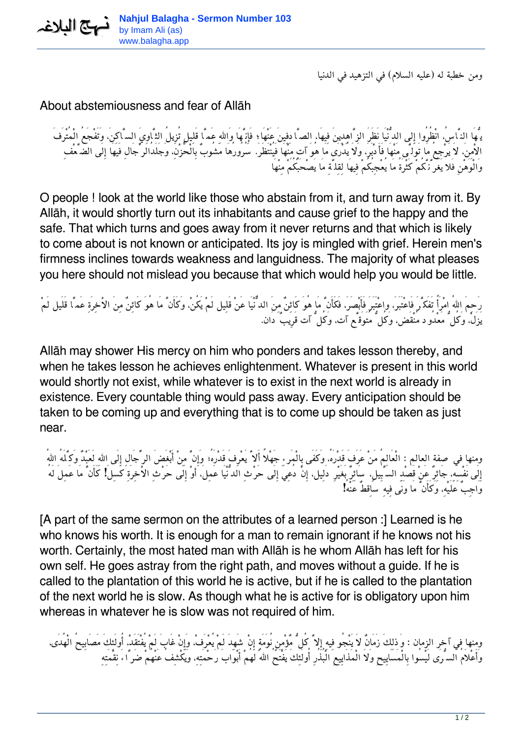ومن خطبة له (عليه السلام) في التزهيد في الدنيا

About abstemiousness and fear of Allāh

يا أيُّها النَّاسُ، انْظُرُوا إِلَى الدُّنْيَا نَظَرَ الزَّاهِدِينَ فِيهَا، الصَّادِفِينَ عَنْهَا؛ فَإِنَّهَا وَاللهِ عَمَّا قَلِيل تُزِيلُ الثَّاوِيَ السَّاكِنَ، وَتَفْجَعُ الْمُتْرَفَ الآمِنَ. لا يرجِعُ ما تولَّى مِنْها فأدبر، ولا يُدرى ما هو آت مِنها فينتظر. سرورها مشوبٌ بالْحزن، وجلدالرِّجال فيها إلى الضَّعْف والْوهْنِ فلا يغرَّنَّكُمْ كثْرةُ ما يُعجِبكمْ فيها لِقلَّة ما يصْحبُكُمْ مِنْها

O people ! look at the world like those who abstain from it, and turn away from it. By Allāh, it would shortly turn out its inhabitants and cause grief to the happy and the safe. That which turns and goes away from it never returns and that which is likely to come about is not known or anticipated. Its joy is mingled with grief. Herein men's firmness inclines towards weakness and languidness. The majority of what pleases you here should not mislead you because that which would help you would be little.

رَحِمَ اللهُ امْرأً تفكَّر فاعْتبر، واعْتَبر فَأَبْصر. فَكَأَنَّ مَا هُوَ كَائِنٌ مِنَ الدُّنْيَا عَنْ قَلِيل لَمْ يَكُنْ، وَكَأَنَّ مَا هُوَ كَائِنٌ مِنَ الاْخِرَةِ عَمَّا قَلِيل لَمْ يَزَلْ، وكلُّ معْدُود منْقض، وكُلُّ متوقَّع آت، وكُلُّ آت قرِيبٌ دان.

Allāh may shower His mercy on him who ponders and takes lesson thereby, and when he takes lesson he achieves enlightenment. Whatever is present in this world would shortly not exist, while whatever is to exist in the next world is already in existence. Every countable thing would pass away. Every anticipation should be taken to be coming up and everything that is to come up should be taken as just near.

ومنها في صفة العالم : الْعَالِمُ مَنْ عَرَفَ قَدْرَهُ، وَكَفَى بِالْمَرْءِ جَهْلاً أَلاَّ يَعْرِفَ قَدْرَهُ؛ وَإِنَّ مِنْ أَبْغَضِ الرِّجَالِ إِلَى اللهِ لَعَبْدٌ وَكَلَهُ اللهُ إِلَى نَفْسِهِ، جَائِرٌ عَنْ قَصْدِ السَّبِيلِ، سَائِرٌ بِغَيْرِ دَلِيل، إِنْ دُعِيَ إِلَى حَرْثِ الدُّنْيَا عمِل، أَوْ إِلَى حَرْثِ الاْخِرَةِ كَسِلَ! كَأَنَّ مَا عَمِلَ لَهُ وَاجِبٌ عَلَيْهِ، وَكَأَنَّ مَا وَنَى فِيهِ سَاقِطٌ عَنْهُ!

[A part of the same sermon on the attributes of a learned person :] Learned is he who knows his worth. It is enough for a man to remain ignorant if he knows not his worth. Certainly, the most hated man with Allāh is he whom Allāh has left for his own self. He goes astray from the right path, and moves without a guide. If he is called to the plantation of this world he is active, but if he is called to the plantation of the next world he is slow. As though what he is active for is obligatory upon him whereas in whatever he is slow was not required of him.

ومنها في آخر الزمان : وَذلِكَ زَمَانٌ لاَ يَنْجُو فِيهِ إِلاَّ كُلُّ مُؤْمِن نُوَمَة إِنْ شَهِدَ لَمْ يُعْرَفْ، وَإِنْ غَابَ لَمْ يُفْتَقَدْ، أُولئِكَ مَصَابِيحُ الْهُدَى، وَأَعْلاَمُ السُّرَى لَيْسُوا بِالْمَسَايِيحِ وَلاَ الْمَذَايِيعِ الْبُذُرِ أُولئِكَ يفْتحُ اللهُ لهُمْ أبْواب رحْمتِهِ، ويكْشِفُ عنْهُمْ ضرَّاء، نِقْمتِهِ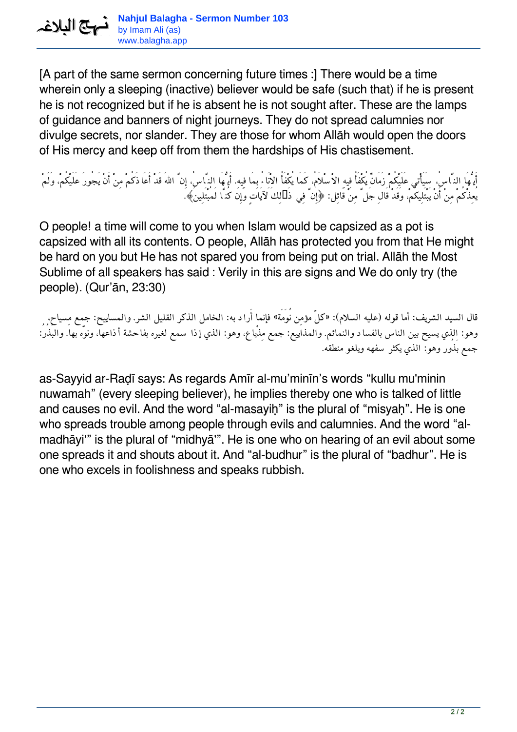[A part of the same sermon concerning future times :] There would be a time wherein only a sleeping (inactive) believer would be safe (such that) if he is present he is not recognized but if he is absent he is not sought after. These are the lamps of guidance and banners of night journeys. They do not spread calumnies nor divulge secrets, nor slander. They are those for whom Allāh would open the doors of His mercy and keep off from them the hardships of His chastisement.

أَيُّهَا النَّاسُ، سَيَأْتِي عَلَيْكُمْ زَمَانٌ يُكْفَأُ فِيهِ الْإِسْلَامُ، كَمَا يُكْفَأُ الْإِنَاءُ بِمَا فِيهِ. أَيُّهَا النَّاسُ، إِنَّ اللهَ قَدْ أَعَاذَكُمْ مِنْ أَنْ يَجُورَ عَلَيْكُمْ، وَلَمْ يُعِذْكُمْ مِنْ أَنْ يَبْتَلِيَكُمْ، وَقَدْ قَالَ جَلَّ مِنْ قَائِل: ﴿إِنَّ فِي ذٰلِكَ لَآيَاتٍ وَإِنْ كُنَّا لَمُبْتَلِينَ﴾.

O people! a time will come to you when Islam would be capsized as a pot is capsized with all its contents. O people, Allāh has protected you from that He might be hard on you but He has not spared you from being put on trial. Allāh the Most Sublime of all speakers has said : Verily in this are signs and We do only try (the people). (Qur'ān, 23:30)

قال السيد الشريف: أما قوله (عليه السلام): «كلّ مؤمن نُوَمَة» فإنما أراد به: الخامل الذكر القليل الشر. والمساييح: جمع مِسياح، وهو: الذي يسيح بين الناس بالفساد والنمائم. والمذاييع: جمع مِذْياع، وهو: الذي إذا سمع لغيره بفاحشة أذاعها، ونوّه بها. والبذر: جمع بذور وهو: الذي يكثر سفهه ويلغو منطقه.

as-Sayyid ar-Raḍī says: As regards Amīr al-mu'minīn's words "kullu mu'minin nuwamah" (every sleeping believer), he implies thereby one who is talked of little and causes no evil. And the word "al-masayiḥ" is the plural of "misyaḥ". He is one who spreads trouble among people through evils and calumnies. And the word "al-madhāyi'" is the plural of "midhyā'". He is one who on hearing of an evil about some one spreads it and shouts about it. And "al-budhur" is the plural of "badhur". He is one who excels in foolishness and speaks rubbish.